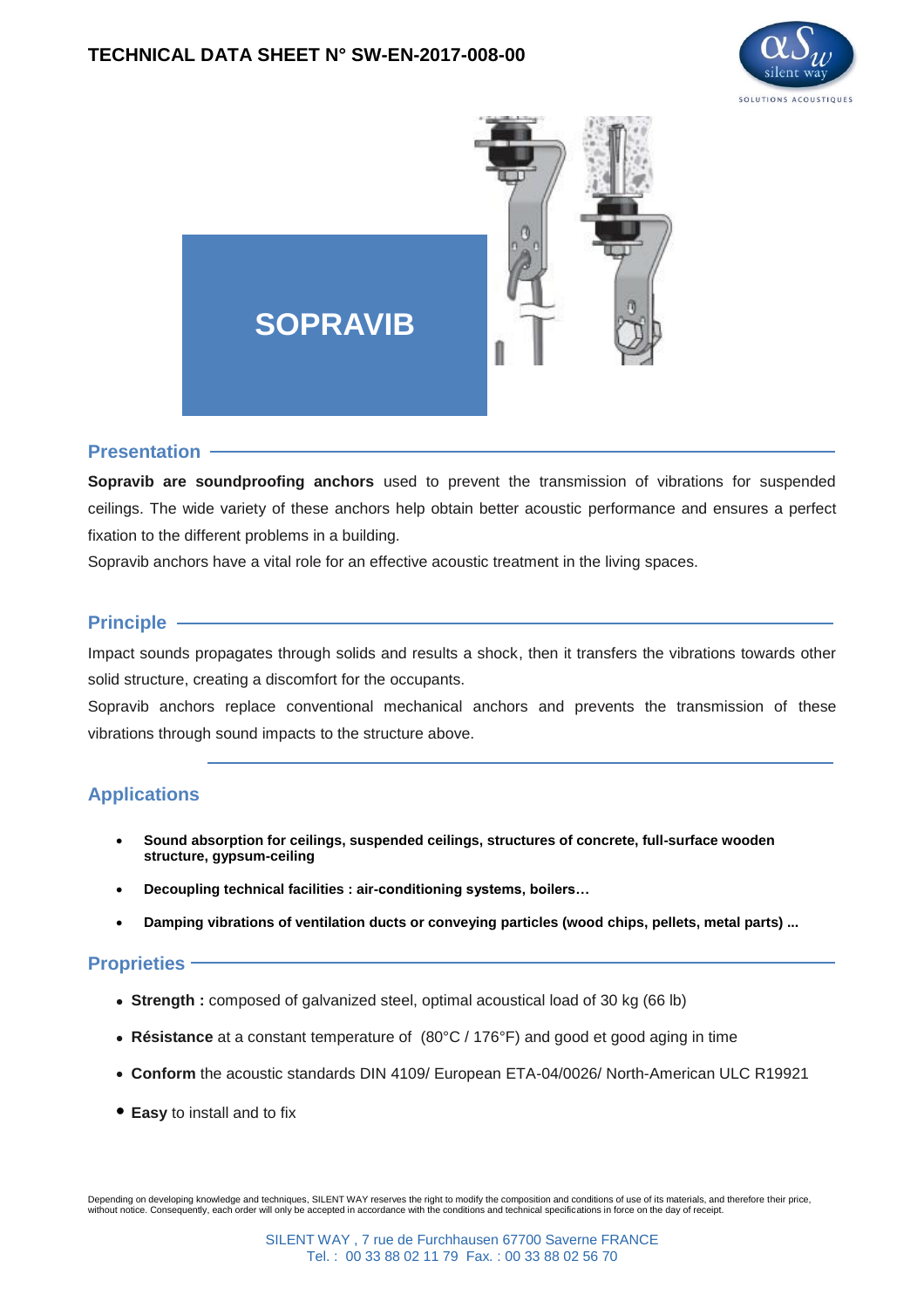# TECHNICAL DATA SHEET N° SW-EN-2017-008-00

# SOPRAVIB

## Presentation

**Sopravib are soundproofing anchors** used to prevent the transmission of vibrations for suspended ceilings. The wide variety of these anchors help obtain better acoustic performance and ensures a perfect fixation to the different problems in a building.

Sopravib anchors have a vital role for an effective acoustic treatment in the living spaces.

## Principle

Impact sounds propagates through solids and results a shock, then it transfers the vibrations towards other solid structure, creating a discomfort for the occupants.

Sopravib anchors replace conventional mechanical anchors and prevents the transmission of these vibrations through sound impacts to the structure above.

## Applications

- **Sound absorption for ceilings, suspended ceilings, structures of concrete, full-surface wooden structure, gypsum-ceiling**
- **Decoupling technical facilities : air-conditioning systems, boilers…**
- **Damping vibrations of ventilation ducts or conveying particles (wood chips, pellets, metal parts) ...**

## Proprieties

- **Strength :** composed of galvanized steel, optimal acoustical load of 30 kg (66 lb)
- **Résistance** at a constant temperature of (80°C / 176°F) and good et good aging in time
- **Conform** the acoustic standards DIN 4109/ European ETA-04/0026/ North-American ULC R19921
- **Easy** to install and to fix

Depending on developing knowledge and techniques, SILENT WAY reserves the right to modify the composition and conditions of use of its materials, and therefore their price, without notice. Consequently, each order will only be accepted in accordance with the conditions and technical specifications in force on the day of receipt.

SILENT WAY , 7 rue de Furchhausen 67700 Saverne FRANCE
Tel. : 00 33 88 02 11 79 Fax. : 00 33 88 02 56 70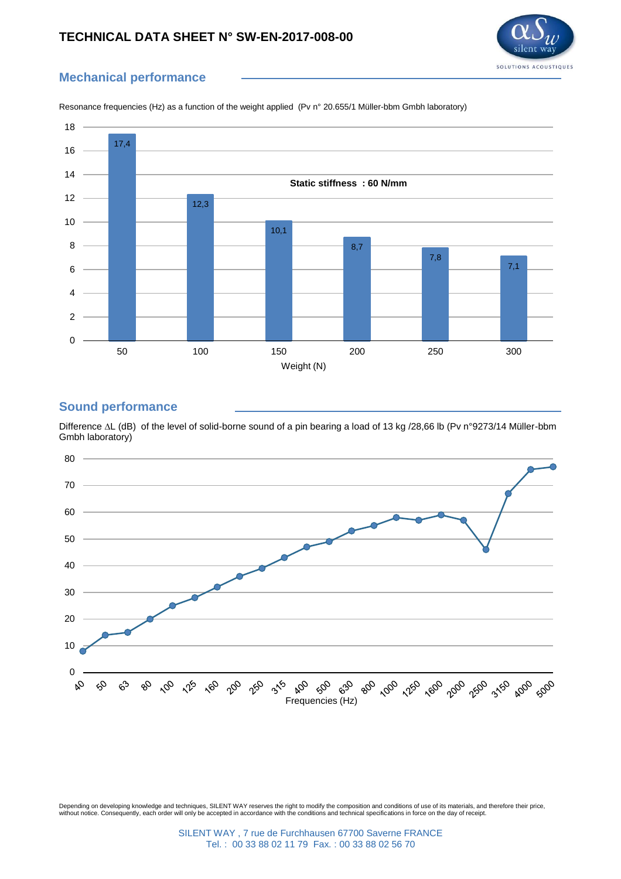# TECHNICAL DATA SHEET N° SW-EN-2017-008-00

## Mechanical performance

Resonance frequencies (Hz) as a function of the weight applied (Pv n° 20.655/1 Müller-bbm Gmbh laboratory)

Static stiffness : 60 N/mm

| Weight (N) | 50 | 100 | 150 | 200 | 250 | 300 |
|---|---|---|---|---|---|---|
| Resonance frequency (Hz) | 17,4 | 12,3 | 10,1 | 8,7 | 7,8 | 7,1 |

## Sound performance

Difference ΔL (dB) of the level of solid-borne sound of a pin bearing a load of 13 kg /28,66 lb (Pv n°9273/14 Müller-bbm Gmbh laboratory)

Frequencies (Hz): 40, 50, 63, 80, 100, 125, 160, 200, 250, 315, 400, 500, 630, 800, 1000, 1250, 1600, 2000, 2500, 3150, 4000, 5000

Depending on developing knowledge and techniques, SILENT WAY reserves the right to modify the composition and conditions of use of its materials, and therefore their price, without notice. Consequently, each order will only be accepted in accordance with the conditions and technical specifications in force on the day of receipt.

SILENT WAY , 7 rue de Furchhausen 67700 Saverne FRANCE
Tel. : 00 33 88 02 11 79 Fax. : 00 33 88 02 56 70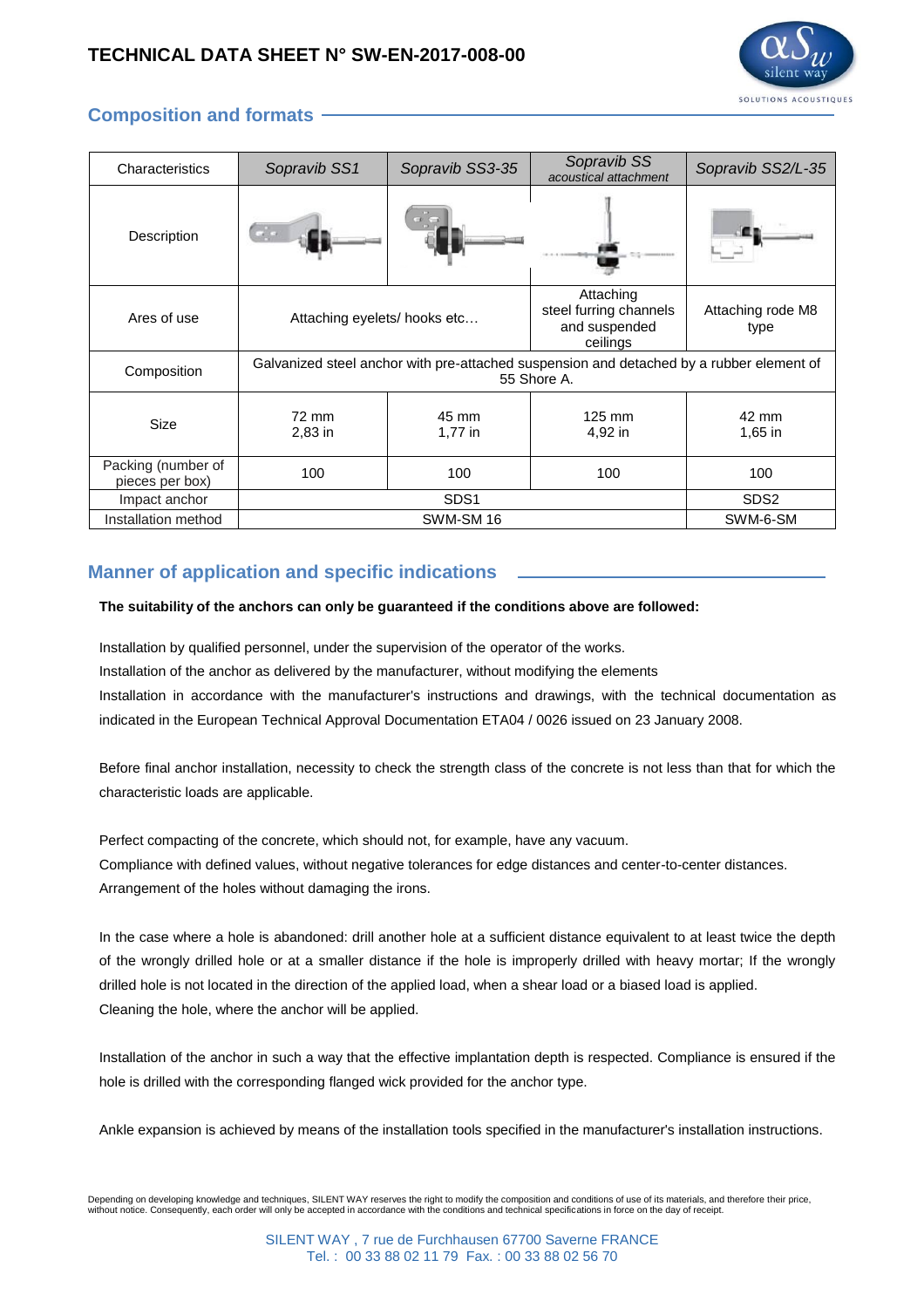# TECHNICAL DATA SHEET N° SW-EN-2017-008-00

## Composition and formats

| Characteristics | *Sopravib SS1* | *Sopravib SS3-35* | *Sopravib SS* *acoustical attachment* | *Sopravib SS2/L-35* |
|---|---|---|---|---|
| Description | | | | |
| Ares of use | Attaching eyelets/ hooks etc… | | Attaching steel furring channels and suspended ceilings | Attaching rode M8 type |
| Composition | Galvanized steel anchor with pre-attached suspension and detached by a rubber element of 55 Shore A. | | | |
| Size | 72 mm 2,83 in | 45 mm 1,77 in | 125 mm 4,92 in | 42 mm 1,65 in |
| Packing (number of pieces per box) | 100 | 100 | 100 | 100 |
| Impact anchor | SDS1 | | | SDS2 |
| Installation method | SWM-SM 16 | | | SWM-6-SM |

## Manner of application and specific indications

**The suitability of the anchors can only be guaranteed if the conditions above are followed:**

Installation by qualified personnel, under the supervision of the operator of the works.
Installation of the anchor as delivered by the manufacturer, without modifying the elements
Installation in accordance with the manufacturer's instructions and drawings, with the technical documentation as indicated in the European Technical Approval Documentation ETA04 / 0026 issued on 23 January 2008.

Before final anchor installation, necessity to check the strength class of the concrete is not less than that for which the characteristic loads are applicable.

Perfect compacting of the concrete, which should not, for example, have any vacuum.
Compliance with defined values, without negative tolerances for edge distances and center-to-center distances.
Arrangement of the holes without damaging the irons.

In the case where a hole is abandoned: drill another hole at a sufficient distance equivalent to at least twice the depth of the wrongly drilled hole or at a smaller distance if the hole is improperly drilled with heavy mortar; If the wrongly drilled hole is not located in the direction of the applied load, when a shear load or a biased load is applied.
Cleaning the hole, where the anchor will be applied.

Installation of the anchor in such a way that the effective implantation depth is respected. Compliance is ensured if the hole is drilled with the corresponding flanged wick provided for the anchor type.

Ankle expansion is achieved by means of the installation tools specified in the manufacturer's installation instructions.

Depending on developing knowledge and techniques, SILENT WAY reserves the right to modify the composition and conditions of use of its materials, and therefore their price, without notice. Consequently, each order will only be accepted in accordance with the conditions and technical specifications in force on the day of receipt.

SILENT WAY , 7 rue de Furchhausen 67700 Saverne FRANCE
Tel. : 00 33 88 02 11 79 Fax. : 00 33 88 02 56 70